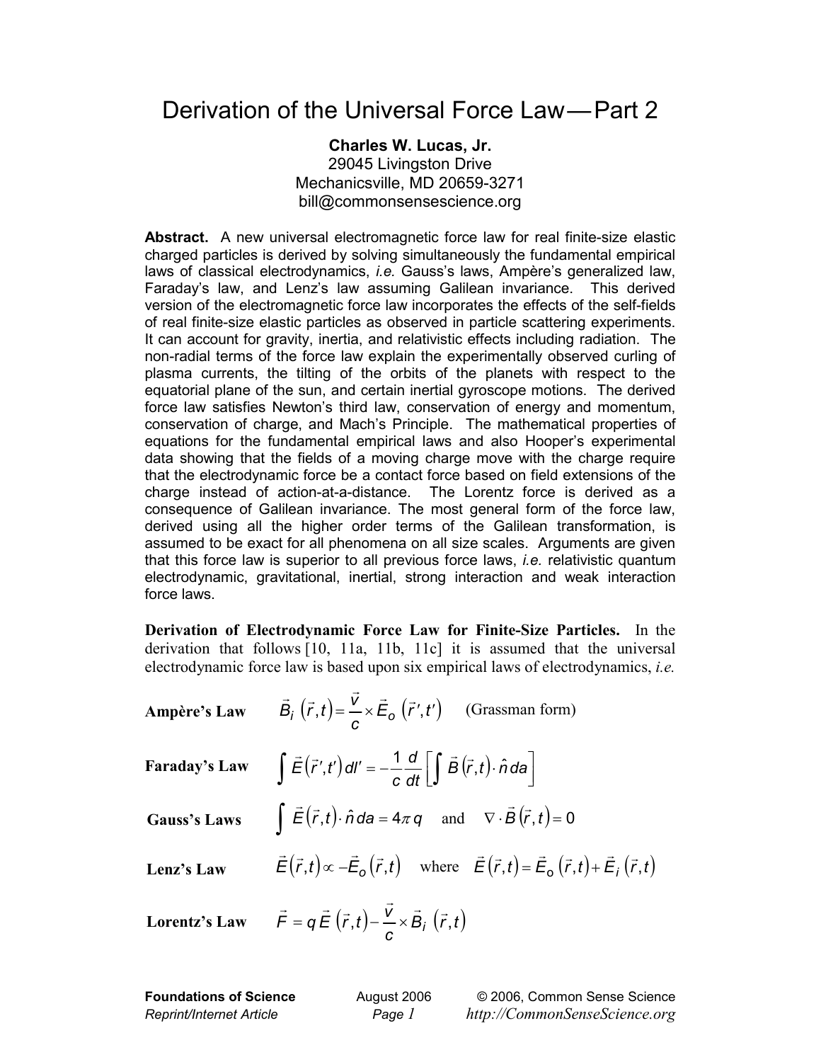# Derivation of the Universal Force Law — Part 2

**Charles W. Lucas, Jr.**
29045 Livingston Drive
Mechanicsville, MD 20659-3271
bill@commonsensescience.org

**Abstract.** A new universal electromagnetic force law for real finite-size elastic charged particles is derived by solving simultaneously the fundamental empirical laws of classical electrodynamics, *i.e.* Gauss's laws, Ampère's generalized law, Faraday's law, and Lenz's law assuming Galilean invariance. This derived version of the electromagnetic force law incorporates the effects of the self-fields of real finite-size elastic particles as observed in particle scattering experiments. It can account for gravity, inertia, and relativistic effects including radiation. The non-radial terms of the force law explain the experimentally observed curling of plasma currents, the tilting of the orbits of the planets with respect to the equatorial plane of the sun, and certain inertial gyroscope motions. The derived force law satisfies Newton's third law, conservation of energy and momentum, conservation of charge, and Mach's Principle. The mathematical properties of equations for the fundamental empirical laws and also Hooper's experimental data showing that the fields of a moving charge move with the charge require that the electrodynamic force be a contact force based on field extensions of the charge instead of action-at-a-distance. The Lorentz force is derived as a consequence of Galilean invariance. The most general form of the force law, derived using all the higher order terms of the Galilean transformation, is assumed to be exact for all phenomena on all size scales. Arguments are given that this force law is superior to all previous force laws, *i.e.* relativistic quantum electrodynamic, gravitational, inertial, strong interaction and weak interaction force laws.

**Derivation of Electrodynamic Force Law for Finite-Size Particles.** In the derivation that follows [10, 11a, 11b, 11c] it is assumed that the universal electrodynamic force law is based upon six empirical laws of electrodynamics, *i.e.*

**Ampère's Law** $\quad \vec{B}_i\left(\vec{r},t\right) = \dfrac{\vec{v}}{c} \times \vec{E}_o\left(\vec{r}\,',t'\right) \quad$ (Grassman form)

**Faraday's Law** $\quad \displaystyle\int \vec{E}\left(\vec{r}\,',t'\right) dl' = -\frac{1}{c}\frac{d}{dt}\left[\int \vec{B}\left(\vec{r},t\right)\cdot \hat{n}\, da\right]$

**Gauss's Laws** $\quad \displaystyle\int \vec{E}\left(\vec{r},t\right)\cdot \hat{n}\, da = 4\pi q \quad$ and $\quad \nabla \cdot \vec{B}\left(\vec{r},t\right) = 0$

**Lenz's Law** $\quad \vec{E}\left(\vec{r},t\right) \propto -\vec{E}_o\left(\vec{r},t\right) \quad$ where $\quad \vec{E}\left(\vec{r},t\right) = \vec{E}_o\left(\vec{r},t\right) + \vec{E}_i\left(\vec{r},t\right)$

**Lorentz's Law** $\quad \vec{F} = q\,\vec{E}\left(\vec{r},t\right) - \dfrac{\vec{v}}{c} \times \vec{B}_i\left(\vec{r},t\right)$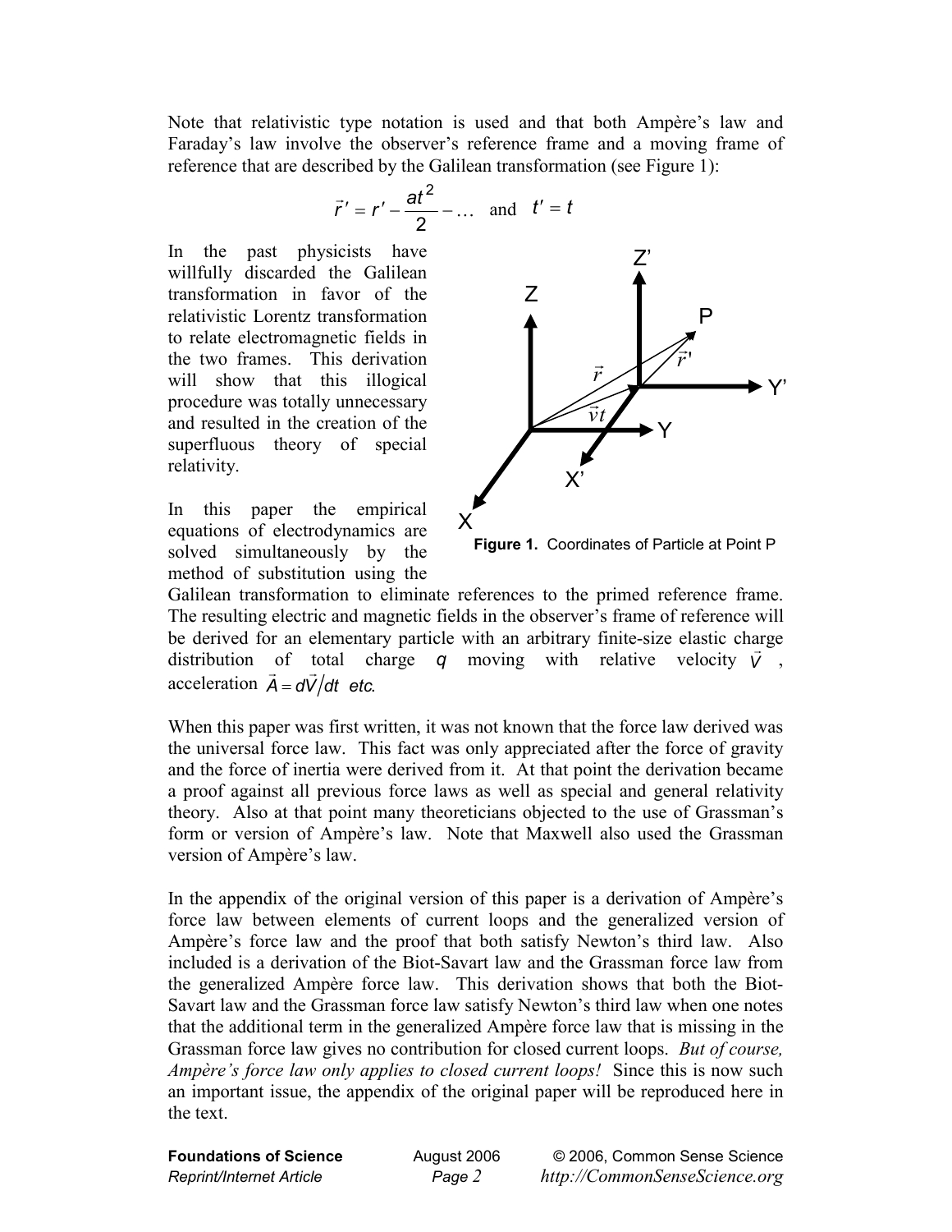Note that relativistic type notation is used and that both Ampère's law and Faraday's law involve the observer's reference frame and a moving frame of reference that are described by the Galilean transformation (see Figure 1):

$$\vec{r}\,' = r' - \frac{at^2}{2} - \ldots \quad \text{and} \quad t' = t$$

In the past physicists have willfully discarded the Galilean transformation in favor of the relativistic Lorentz transformation to relate electromagnetic fields in the two frames. This derivation will show that this illogical procedure was totally unnecessary and resulted in the creation of the superfluous theory of special relativity.

**Figure 1.** Coordinates of Particle at Point P

In this paper the empirical equations of electrodynamics are solved simultaneously by the method of substitution using the Galilean transformation to eliminate references to the primed reference frame. The resulting electric and magnetic fields in the observer's frame of reference will be derived for an elementary particle with an arbitrary finite-size elastic charge distribution of total charge $q$ moving with relative velocity $\vec{V}$, acceleration $\vec{A} = d\vec{V}/dt$ *etc*.

When this paper was first written, it was not known that the force law derived was the universal force law. This fact was only appreciated after the force of gravity and the force of inertia were derived from it. At that point the derivation became a proof against all previous force laws as well as special and general relativity theory. Also at that point many theoreticians objected to the use of Grassman's form or version of Ampère's law. Note that Maxwell also used the Grassman version of Ampère's law.

In the appendix of the original version of this paper is a derivation of Ampère's force law between elements of current loops and the generalized version of Ampère's force law and the proof that both satisfy Newton's third law. Also included is a derivation of the Biot-Savart law and the Grassman force law from the generalized Ampère force law. This derivation shows that both the Biot-Savart law and the Grassman force law satisfy Newton's third law when one notes that the additional term in the generalized Ampère force law that is missing in the Grassman force law gives no contribution for closed current loops. *But of course, Ampère's force law only applies to closed current loops!* Since this is now such an important issue, the appendix of the original paper will be reproduced here in the text.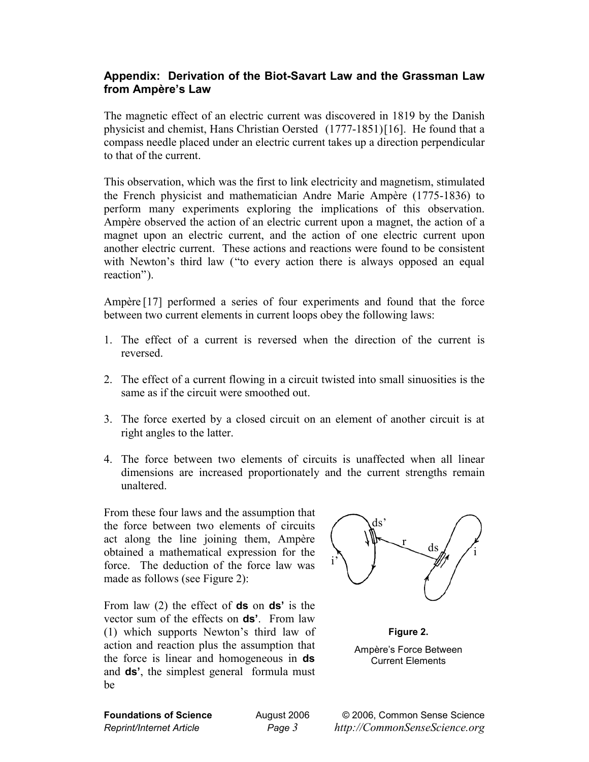## Appendix: Derivation of the Biot-Savart Law and the Grassman Law from Ampère's Law

The magnetic effect of an electric current was discovered in 1819 by the Danish physicist and chemist, Hans Christian Oersted (1777-1851)[16]. He found that a compass needle placed under an electric current takes up a direction perpendicular to that of the current.

This observation, which was the first to link electricity and magnetism, stimulated the French physicist and mathematician Andre Marie Ampère (1775-1836) to perform many experiments exploring the implications of this observation. Ampère observed the action of an electric current upon a magnet, the action of a magnet upon an electric current, and the action of one electric current upon another electric current. These actions and reactions were found to be consistent with Newton's third law ("to every action there is always opposed an equal reaction").

Ampère [17] performed a series of four experiments and found that the force between two current elements in current loops obey the following laws:

1. The effect of a current is reversed when the direction of the current is reversed.

2. The effect of a current flowing in a circuit twisted into small sinuosities is the same as if the circuit were smoothed out.

3. The force exerted by a closed circuit on an element of another circuit is at right angles to the latter.

4. The force between two elements of circuits is unaffected when all linear dimensions are increased proportionately and the current strengths remain unaltered.

From these four laws and the assumption that the force between two elements of circuits act along the line joining them, Ampère obtained a mathematical expression for the force. The deduction of the force law was made as follows (see Figure 2):

From law (2) the effect of **ds** on **ds'** is the vector sum of the effects on **ds'**. From law (1) which supports Newton's third law of action and reaction plus the assumption that the force is linear and homogeneous in **ds** and **ds'**, the simplest general formula must be

**Figure 2.**

Ampère's Force Between Current Elements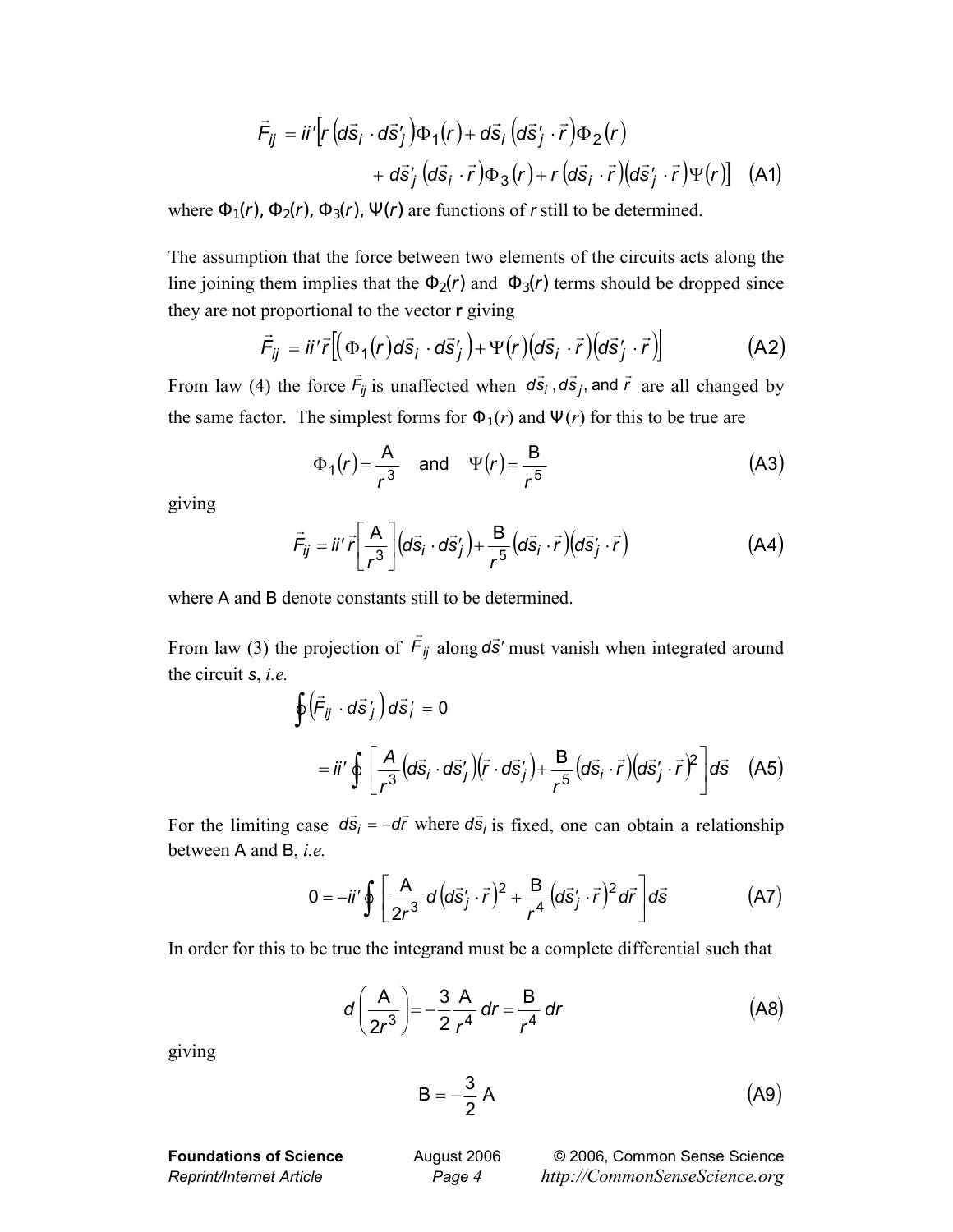$$\vec{F}_{ij} = ii'\Big[r\left(d\vec{s}_i \cdot d\vec{s}_j'\right)\Phi_1(r) + d\vec{s}_i\left(d\vec{s}_j' \cdot \vec{r}\right)\Phi_2(r)$$
$$+ d\vec{s}_j'\left(d\vec{s}_i \cdot \vec{r}\right)\Phi_3(r) + r\left(d\vec{s}_i \cdot \vec{r}\right)\left(d\vec{s}_j' \cdot \vec{r}\right)\Psi(r)\Big] \quad \text{(A1)}$$

where $\Phi_1(r)$, $\Phi_2(r)$, $\Phi_3(r)$, $\Psi(r)$ are functions of $r$ still to be determined.

The assumption that the force between two elements of the circuits acts along the line joining them implies that the $\Phi_2(r)$ and $\Phi_3(r)$ terms should be dropped since they are not proportional to the vector **r** giving

$$\vec{F}_{ij} = ii'\vec{r}\Big[\left(\Phi_1(r)\, d\vec{s}_i \cdot d\vec{s}_j'\right) + \Psi(r)\left(d\vec{s}_i \cdot \vec{r}\right)\left(d\vec{s}_j' \cdot \vec{r}\right)\Big] \quad \text{(A2)}$$

From law (4) the force $\vec{F}_{ij}$ is unaffected when $d\vec{s}_i$, $d\vec{s}_j$, and $\vec{r}$ are all changed by the same factor. The simplest forms for $\Phi_1(r)$ and $\Psi(r)$ for this to be true are

$$\Phi_1(r) = \frac{\mathsf{A}}{r^3} \quad \text{and} \quad \Psi(r) = \frac{\mathsf{B}}{r^5} \quad \text{(A3)}$$

giving

$$\vec{F}_{ij} = ii'\vec{r}\left[\frac{\mathsf{A}}{r^3}\right]\left(d\vec{s}_i \cdot d\vec{s}_j'\right) + \frac{\mathsf{B}}{r^5}\left(d\vec{s}_i \cdot \vec{r}\right)\left(d\vec{s}_j' \cdot \vec{r}\right) \quad \text{(A4)}$$

where A and B denote constants still to be determined.

From law (3) the projection of $\vec{F}_{ij}$ along $d\vec{s}'$ must vanish when integrated around the circuit $s$, *i.e.*

$$\oint\left(\vec{F}_{ij} \cdot d\vec{s}_j'\right)d\vec{s}_i' = 0$$

$$= ii'\oint\left[\frac{A}{r^3}\left(d\vec{s}_i \cdot d\vec{s}_j'\right)\left(\vec{r} \cdot d\vec{s}_j'\right) + \frac{\mathsf{B}}{r^5}\left(d\vec{s}_i \cdot \vec{r}\right)\left(d\vec{s}_j' \cdot \vec{r}\right)^2\right]d\vec{s} \quad \text{(A5)}$$

For the limiting case $d\vec{s}_i = -d\vec{r}$ where $d\vec{s}_i$ is fixed, one can obtain a relationship between A and B, *i.e.*

$$0 = -ii'\oint\left[\frac{\mathsf{A}}{2r^3}\, d\left(d\vec{s}_j' \cdot \vec{r}\right)^2 + \frac{\mathsf{B}}{r^4}\left(d\vec{s}_j' \cdot \vec{r}\right)^2 d\vec{r}\right]d\vec{s} \quad \text{(A7)}$$

In order for this to be true the integrand must be a complete differential such that

$$d\left(\frac{\mathsf{A}}{2r^3}\right) = -\frac{3}{2}\frac{\mathsf{A}}{r^4}\, dr = \frac{\mathsf{B}}{r^4}\, dr \quad \text{(A8)}$$

giving

$$\mathsf{B} = -\frac{3}{2}\,\mathsf{A} \quad \text{(A9)}$$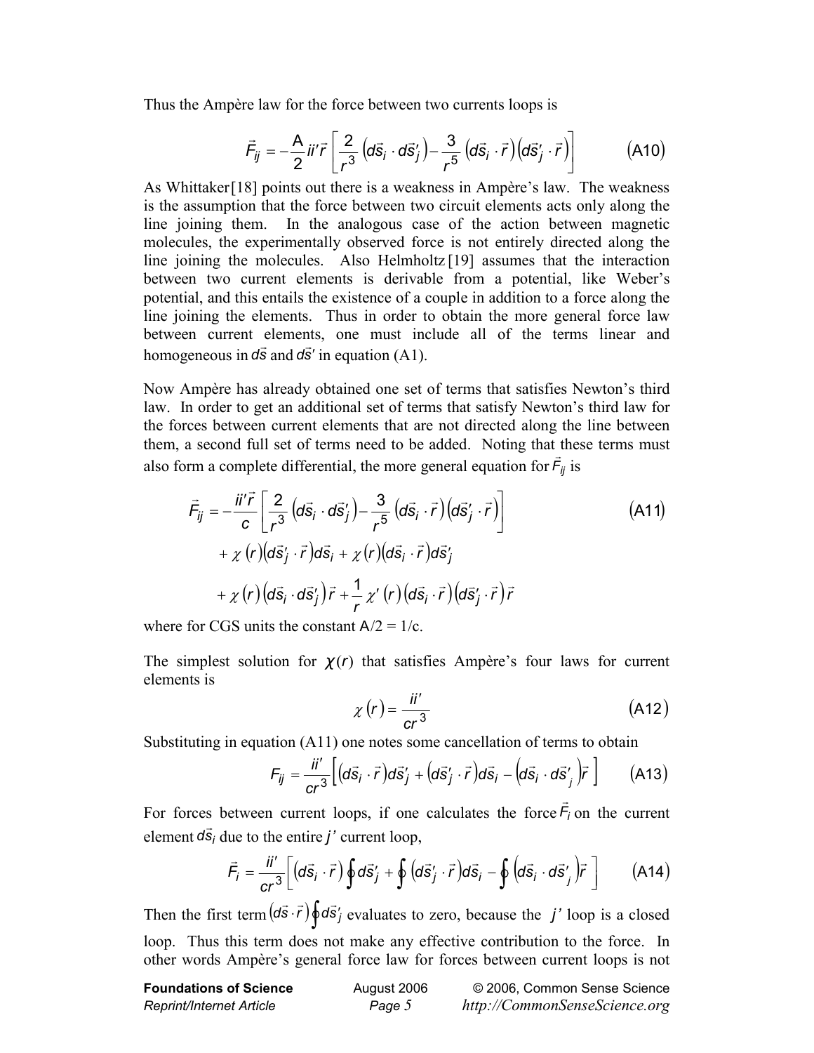Thus the Ampère law for the force between two currents loops is

$$\vec{F}_{ij} = -\frac{A}{2} ii'\vec{r}\left[\frac{2}{r^3}\left(d\vec{s}_i \cdot d\vec{s}'_j\right) - \frac{3}{r^5}\left(d\vec{s}_i \cdot \vec{r}\right)\left(d\vec{s}'_j \cdot \vec{r}\right)\right] \qquad (A10)$$

As Whittaker[18] points out there is a weakness in Ampère's law. The weakness is the assumption that the force between two circuit elements acts only along the line joining them. In the analogous case of the action between magnetic molecules, the experimentally observed force is not entirely directed along the line joining the molecules. Also Helmholtz[19] assumes that the interaction between two current elements is derivable from a potential, like Weber's potential, and this entails the existence of a couple in addition to a force along the line joining the elements. Thus in order to obtain the more general force law between current elements, one must include all of the terms linear and homogeneous in $d\vec{s}$ and $d\vec{s}'$ in equation (A1).

Now Ampère has already obtained one set of terms that satisfies Newton's third law. In order to get an additional set of terms that satisfy Newton's third law for the forces between current elements that are not directed along the line between them, a second full set of terms need to be added. Noting that these terms must also form a complete differential, the more general equation for $\vec{F}_{ij}$ is

$$\begin{aligned} \vec{F}_{ij} = &-\frac{ii'\vec{r}}{c}\left[\frac{2}{r^3}\left(d\vec{s}_i \cdot d\vec{s}'_j\right) - \frac{3}{r^5}\left(d\vec{s}_i \cdot \vec{r}\right)\left(d\vec{s}'_j \cdot \vec{r}\right)\right] \qquad (A11) \\ &+ \chi(r)\left(d\vec{s}'_j \cdot \vec{r}\right)d\vec{s}_i + \chi(r)\left(d\vec{s}_i \cdot \vec{r}\right)d\vec{s}'_j \\ &+ \chi(r)\left(d\vec{s}_i \cdot d\vec{s}'_j\right)\vec{r} + \frac{1}{r}\chi'(r)\left(d\vec{s}_i \cdot \vec{r}\right)\left(d\vec{s}'_j \cdot \vec{r}\right)\vec{r} \end{aligned}$$

where for CGS units the constant $A/2 = 1/c$.

The simplest solution for $\chi(r)$ that satisfies Ampère's four laws for current elements is

$$\chi(r) = \frac{ii'}{cr^3} \qquad (A12)$$

Substituting in equation (A11) one notes some cancellation of terms to obtain

$$F_{ij} = \frac{ii'}{cr^3}\left[\left(d\vec{s}_i \cdot \vec{r}\right)d\vec{s}'_j + \left(d\vec{s}'_j \cdot \vec{r}\right)d\vec{s}_i - \left(d\vec{s}_i \cdot d\vec{s}'_j\right)\vec{r}\right] \qquad (A13)$$

For forces between current loops, if one calculates the force $\vec{F}_i$ on the current element $d\vec{s}_i$ due to the entire $j'$ current loop,

$$\vec{F}_i = \frac{ii'}{cr^3}\left[\left(d\vec{s}_i \cdot \vec{r}\right)\oint d\vec{s}'_j + \oint\left(d\vec{s}'_j \cdot \vec{r}\right)d\vec{s}_i - \oint\left(d\vec{s}_i \cdot d\vec{s}'_j\right)\vec{r}\right] \qquad (A14)$$

Then the first term $\left(d\vec{s} \cdot \vec{r}\right)\oint d\vec{s}'_j$ evaluates to zero, because the $j'$ loop is a closed loop. Thus this term does not make any effective contribution to the force. In other words Ampère's general force law for forces between current loops is not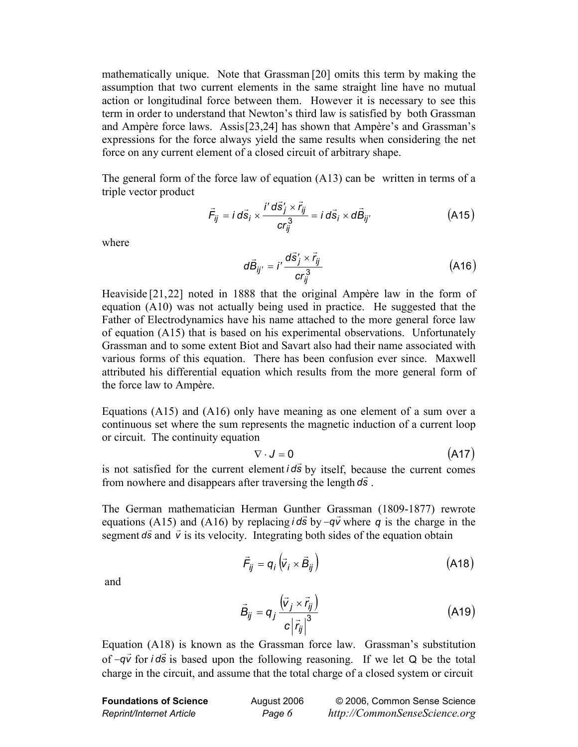mathematically unique. Note that Grassman [20] omits this term by making the assumption that two current elements in the same straight line have no mutual action or longitudinal force between them. However it is necessary to see this term in order to understand that Newton's third law is satisfied by both Grassman and Ampère force laws. Assis [23,24] has shown that Ampère's and Grassman's expressions for the force always yield the same results when considering the net force on any current element of a closed circuit of arbitrary shape.

The general form of the force law of equation (A13) can be written in terms of a triple vector product

$$\vec{F}_{ij} = i\, d\vec{s}_i \times \frac{i'\, d\vec{s}_j' \times \vec{r}_{ij}}{c r_{ij}^3} = i\, d\vec{s}_i \times d\vec{B}_{ij'} \tag{A15}$$

where

$$d\vec{B}_{ij'} = i' \frac{d\vec{s}_j' \times \vec{r}_{ij}}{c r_{ij}^3} \tag{A16}$$

Heaviside [21,22] noted in 1888 that the original Ampère law in the form of equation (A10) was not actually being used in practice. He suggested that the Father of Electrodynamics have his name attached to the more general force law of equation (A15) that is based on his experimental observations. Unfortunately Grassman and to some extent Biot and Savart also had their name associated with various forms of this equation. There has been confusion ever since. Maxwell attributed his differential equation which results from the more general form of the force law to Ampère.

Equations (A15) and (A16) only have meaning as one element of a sum over a continuous set where the sum represents the magnetic induction of a current loop or circuit. The continuity equation

$$\nabla \cdot J = 0 \tag{A17}$$

is not satisfied for the current element $i\, d\vec{s}$ by itself, because the current comes from nowhere and disappears after traversing the length $d\vec{s}$.

The German mathematician Herman Gunther Grassman (1809-1877) rewrote equations (A15) and (A16) by replacing $i\, d\vec{s}$ by $-q\vec{v}$ where $q$ is the charge in the segment $d\vec{s}$ and $\vec{v}$ is its velocity. Integrating both sides of the equation obtain

$$\vec{F}_{ij} = q_i \left( \vec{v}_i \times \vec{B}_{ij} \right) \tag{A18}$$

and

$$\vec{B}_{ij} = q_j \frac{\left( \vec{v}_j \times \vec{r}_{ij} \right)}{c \left| \vec{r}_{ij} \right|^3} \tag{A19}$$

Equation (A18) is known as the Grassman force law. Grassman's substitution of $-q\vec{v}$ for $i\, d\vec{s}$ is based upon the following reasoning. If we let Q be the total charge in the circuit, and assume that the total charge of a closed system or circuit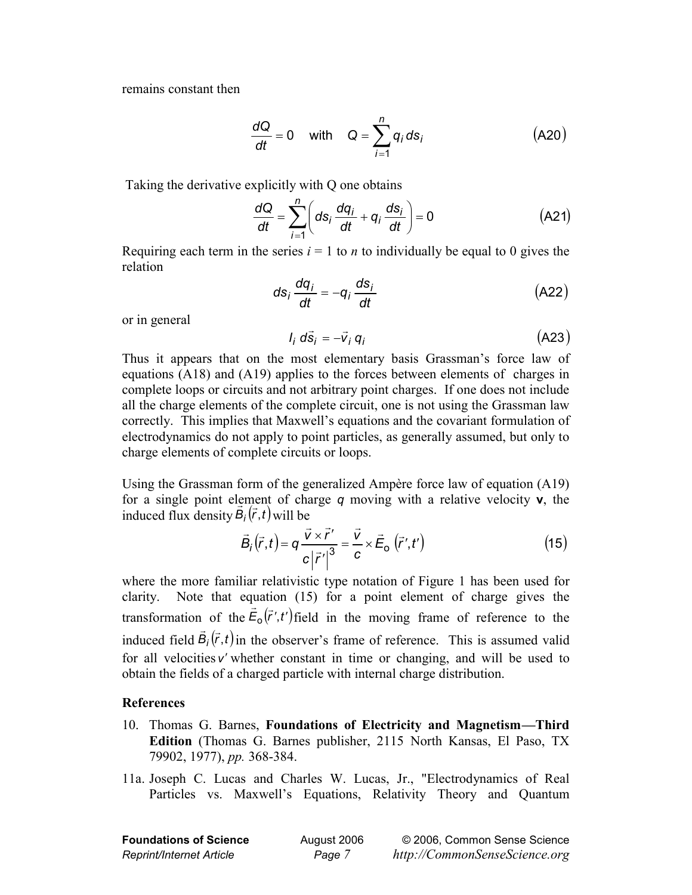remains constant then

$$\frac{dQ}{dt} = 0 \quad \text{with} \quad Q = \sum_{i=1}^{n} q_i \, ds_i \tag{A20}$$

Taking the derivative explicitly with Q one obtains

$$\frac{dQ}{dt} = \sum_{i=1}^{n} \left( ds_i \frac{dq_i}{dt} + q_i \frac{ds_i}{dt} \right) = 0 \tag{A21}$$

Requiring each term in the series $i$ = 1 to $n$ to individually be equal to 0 gives the relation

$$ds_i \frac{dq_i}{dt} = -q_i \frac{ds_i}{dt} \tag{A22}$$

or in general

$$I_i \, d\vec{s}_i = -\vec{v}_i \, q_i \tag{A23}$$

Thus it appears that on the most elementary basis Grassman's force law of equations (A18) and (A19) applies to the forces between elements of charges in complete loops or circuits and not arbitrary point charges. If one does not include all the charge elements of the complete circuit, one is not using the Grassman law correctly. This implies that Maxwell's equations and the covariant formulation of electrodynamics do not apply to point particles, as generally assumed, but only to charge elements of complete circuits or loops.

Using the Grassman form of the generalized Ampère force law of equation (A19) for a single point element of charge $q$ moving with a relative velocity **v**, the induced flux density $\vec{B}_i(\vec{r},t)$ will be

$$\vec{B}_i(\vec{r},t) = q \frac{\vec{v} \times \vec{r}'}{c\left|\vec{r}'\right|^3} = \frac{\vec{v}}{c} \times \vec{E}_o\left(\vec{r}',t'\right) \tag{15}$$

where the more familiar relativistic type notation of Figure 1 has been used for clarity. Note that equation (15) for a point element of charge gives the transformation of the $\vec{E}_o(\vec{r}',t')$ field in the moving frame of reference to the induced field $\vec{B}_i(\vec{r},t)$ in the observer's frame of reference. This is assumed valid for all velocities $v'$ whether constant in time or changing, and will be used to obtain the fields of a charged particle with internal charge distribution.

### References

10. Thomas G. Barnes, **Foundations of Electricity and Magnetism—Third Edition** (Thomas G. Barnes publisher, 2115 North Kansas, El Paso, TX 79902, 1977), *pp.* 368-384.

11a. Joseph C. Lucas and Charles W. Lucas, Jr., "Electrodynamics of Real Particles vs. Maxwell's Equations, Relativity Theory and Quantum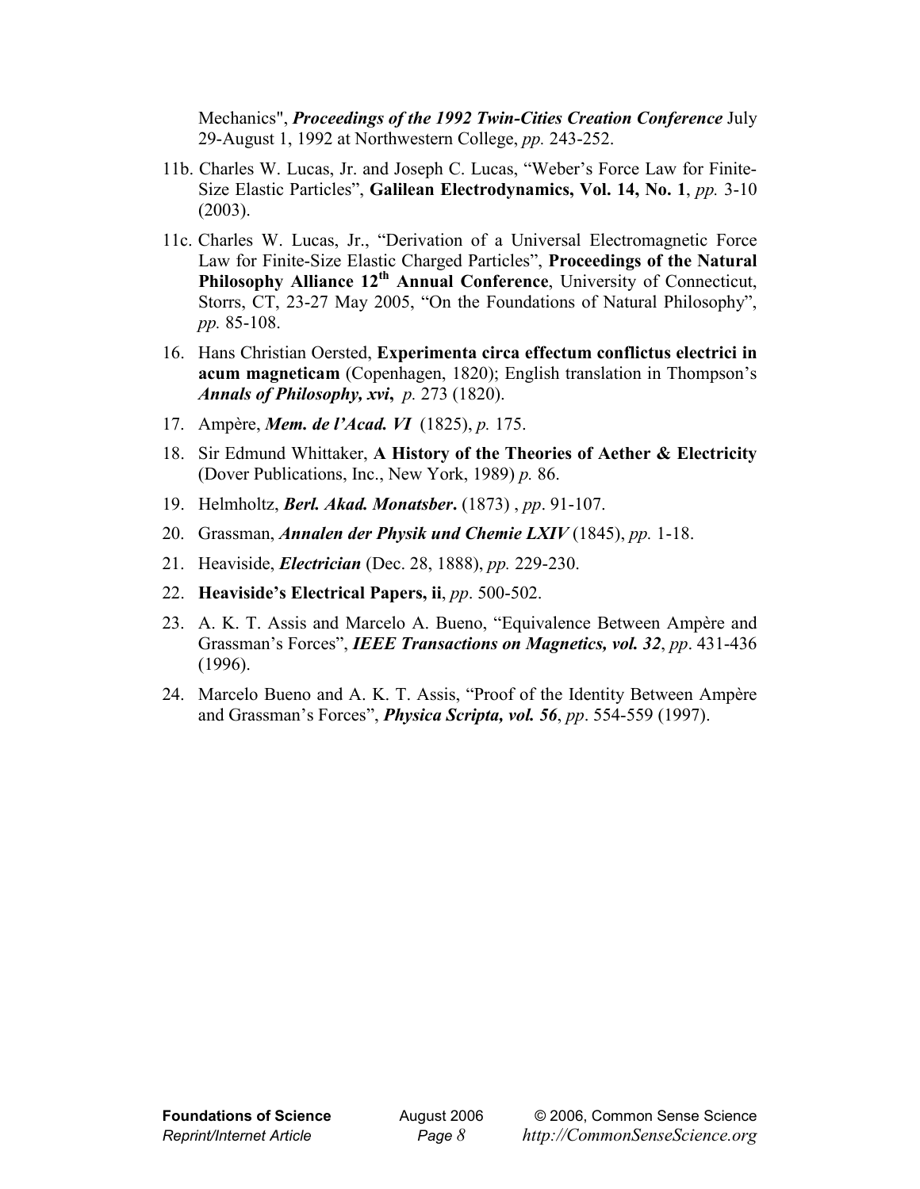Mechanics", ***Proceedings of the 1992 Twin-Cities Creation Conference*** July 29-August 1, 1992 at Northwestern College, *pp.* 243-252.

11b. Charles W. Lucas, Jr. and Joseph C. Lucas, "Weber's Force Law for Finite-Size Elastic Particles", **Galilean Electrodynamics, Vol. 14, No. 1**, *pp.* 3-10 (2003).

11c. Charles W. Lucas, Jr., "Derivation of a Universal Electromagnetic Force Law for Finite-Size Elastic Charged Particles", **Proceedings of the Natural Philosophy Alliance 12th Annual Conference**, University of Connecticut, Storrs, CT, 23-27 May 2005, "On the Foundations of Natural Philosophy", *pp.* 85-108.

16. Hans Christian Oersted, **Experimenta circa effectum conflictus electrici in acum magneticam** (Copenhagen, 1820); English translation in Thompson's ***Annals of Philosophy, xvi***, *p.* 273 (1820).

17. Ampère, ***Mem. de l'Acad. VI*** (1825), *p.* 175.

18. Sir Edmund Whittaker, **A History of the Theories of Aether & Electricity** (Dover Publications, Inc., New York, 1989) *p.* 86.

19. Helmholtz, ***Berl. Akad. Monatsber*****.** (1873) , *pp*. 91-107.

20. Grassman, ***Annalen der Physik und Chemie LXIV*** (1845), *pp.* 1-18.

21. Heaviside, ***Electrician*** (Dec. 28, 1888), *pp.* 229-230.

22. **Heaviside's Electrical Papers, ii**, *pp*. 500-502.

23. A. K. T. Assis and Marcelo A. Bueno, "Equivalence Between Ampère and Grassman's Forces", ***IEEE Transactions on Magnetics, vol. 32***, *pp*. 431-436 (1996).

24. Marcelo Bueno and A. K. T. Assis, "Proof of the Identity Between Ampère and Grassman's Forces", ***Physica Scripta, vol. 56***, *pp*. 554-559 (1997).